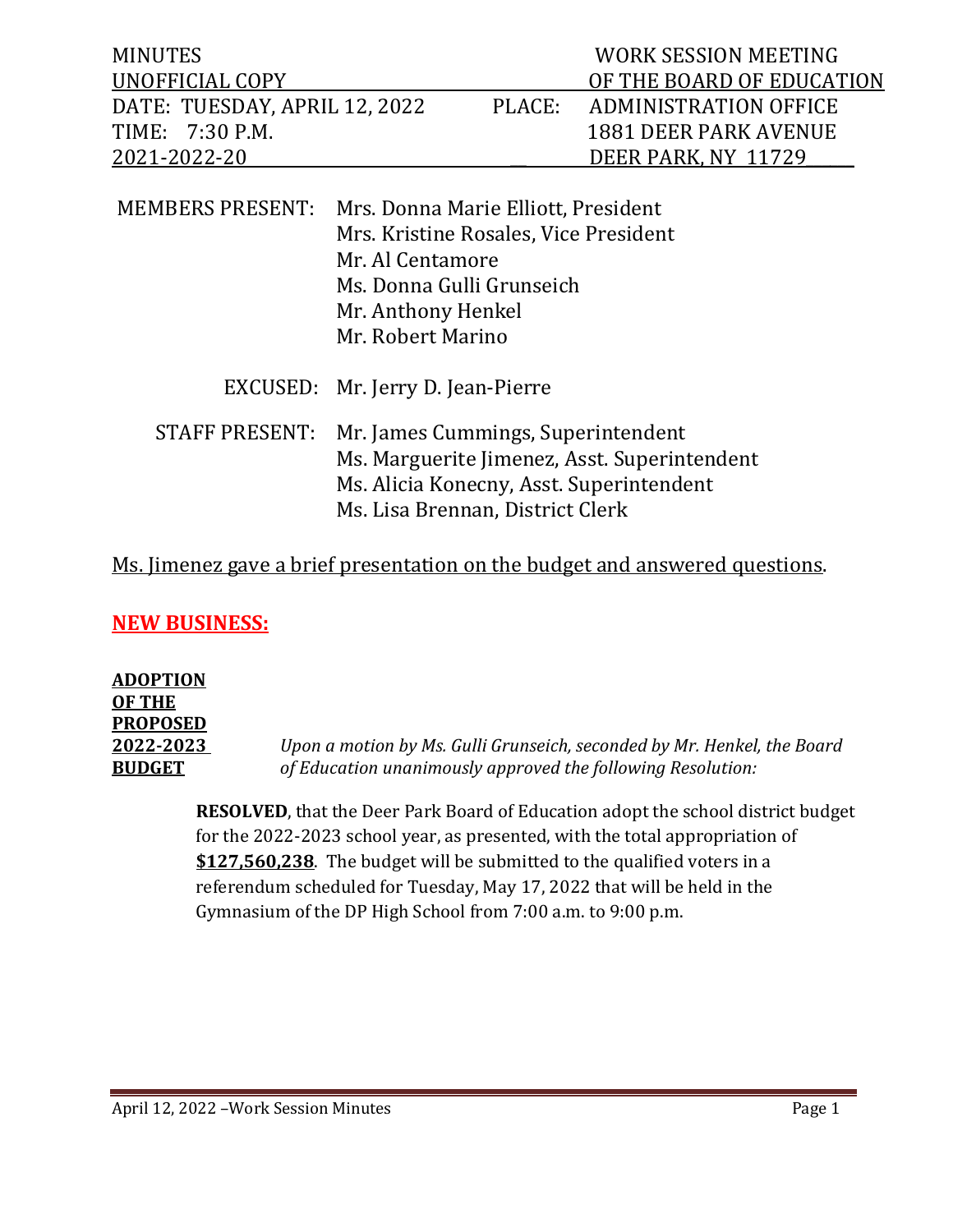MINUTES
UNOFFICIAL COPY
DATE: TUESDAY, APRIL 12, 2022
TIME: 7:30 P.M.
2021-2022-20

WORK SESSION MEETING
OF THE BOARD OF EDUCATION
PLACE: ADMINISTRATION OFFICE
1881 DEER PARK AVENUE
DEER PARK, NY 11729

MEMBERS PRESENT: Mrs. Donna Marie Elliott, President
Mrs. Kristine Rosales, Vice President
Mr. Al Centamore
Ms. Donna Gulli Grunseich
Mr. Anthony Henkel
Mr. Robert Marino

EXCUSED: Mr. Jerry D. Jean-Pierre

STAFF PRESENT: Mr. James Cummings, Superintendent
Ms. Marguerite Jimenez, Asst. Superintendent
Ms. Alicia Konecny, Asst. Superintendent
Ms. Lisa Brennan, District Clerk

Ms. Jimenez gave a brief presentation on the budget and answered questions.

## NEW BUSINESS:

**ADOPTION OF THE PROPOSED 2022-2023 BUDGET**

*Upon a motion by Ms. Gulli Grunseich, seconded by Mr. Henkel, the Board of Education unanimously approved the following Resolution:*

**RESOLVED**, that the Deer Park Board of Education adopt the school district budget for the 2022-2023 school year, as presented, with the total appropriation of **$127,560,238**. The budget will be submitted to the qualified voters in a referendum scheduled for Tuesday, May 17, 2022 that will be held in the Gymnasium of the DP High School from 7:00 a.m. to 9:00 p.m.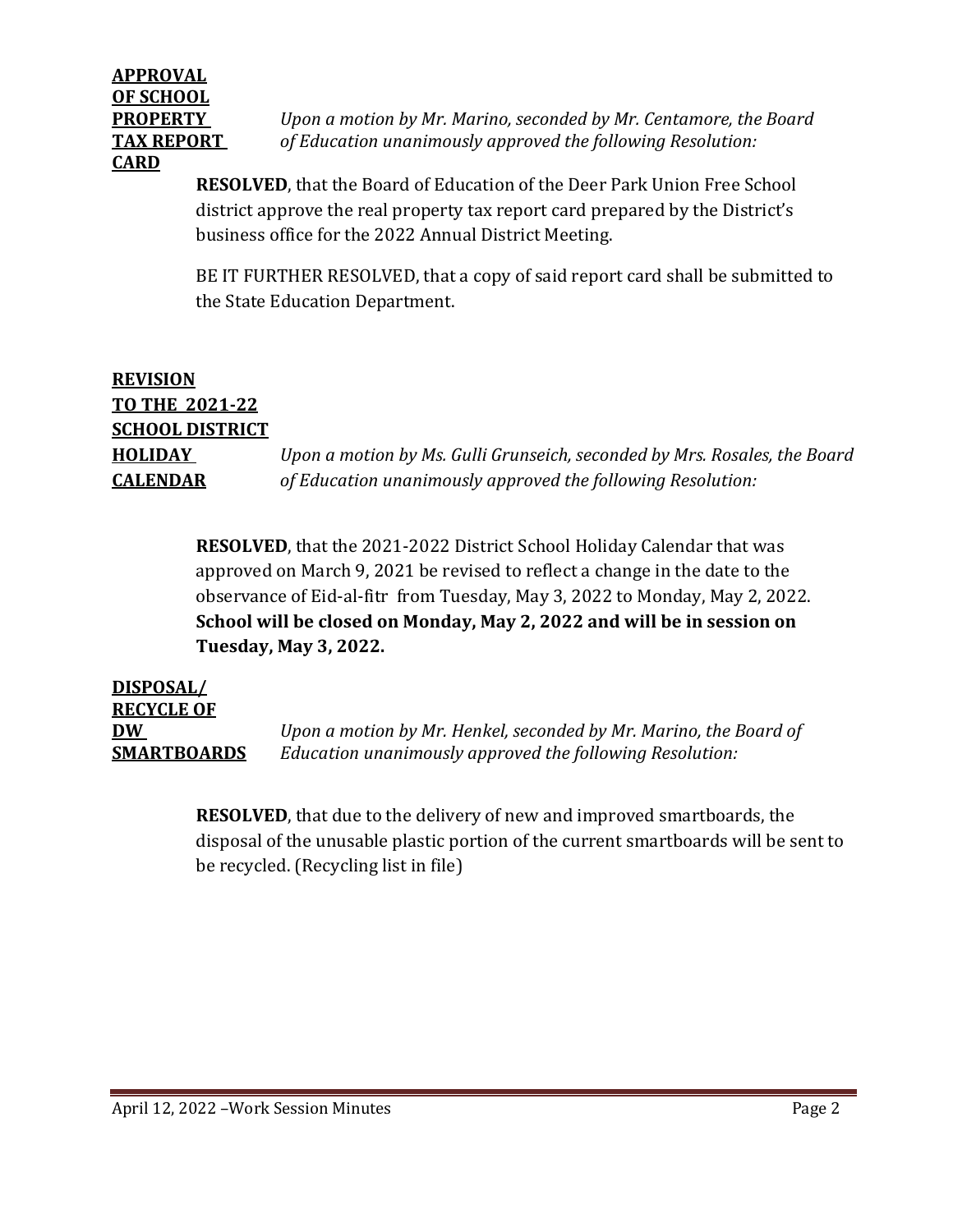**APPROVAL OF SCHOOL PROPERTY TAX REPORT CARD**

*Upon a motion by Mr. Marino, seconded by Mr. Centamore, the Board of Education unanimously approved the following Resolution:*

**RESOLVED**, that the Board of Education of the Deer Park Union Free School district approve the real property tax report card prepared by the District's business office for the 2022 Annual District Meeting.

BE IT FURTHER RESOLVED, that a copy of said report card shall be submitted to the State Education Department.

**REVISION TO THE 2021-22 SCHOOL DISTRICT HOLIDAY CALENDAR**

*Upon a motion by Ms. Gulli Grunseich, seconded by Mrs. Rosales, the Board of Education unanimously approved the following Resolution:*

**RESOLVED**, that the 2021-2022 District School Holiday Calendar that was approved on March 9, 2021 be revised to reflect a change in the date to the observance of Eid-al-fitr from Tuesday, May 3, 2022 to Monday, May 2, 2022. **School will be closed on Monday, May 2, 2022 and will be in session on Tuesday, May 3, 2022.**

**DISPOSAL/ RECYCLE OF DW SMARTBOARDS**

*Upon a motion by Mr. Henkel, seconded by Mr. Marino, the Board of Education unanimously approved the following Resolution:*

**RESOLVED**, that due to the delivery of new and improved smartboards, the disposal of the unusable plastic portion of the current smartboards will be sent to be recycled. (Recycling list in file)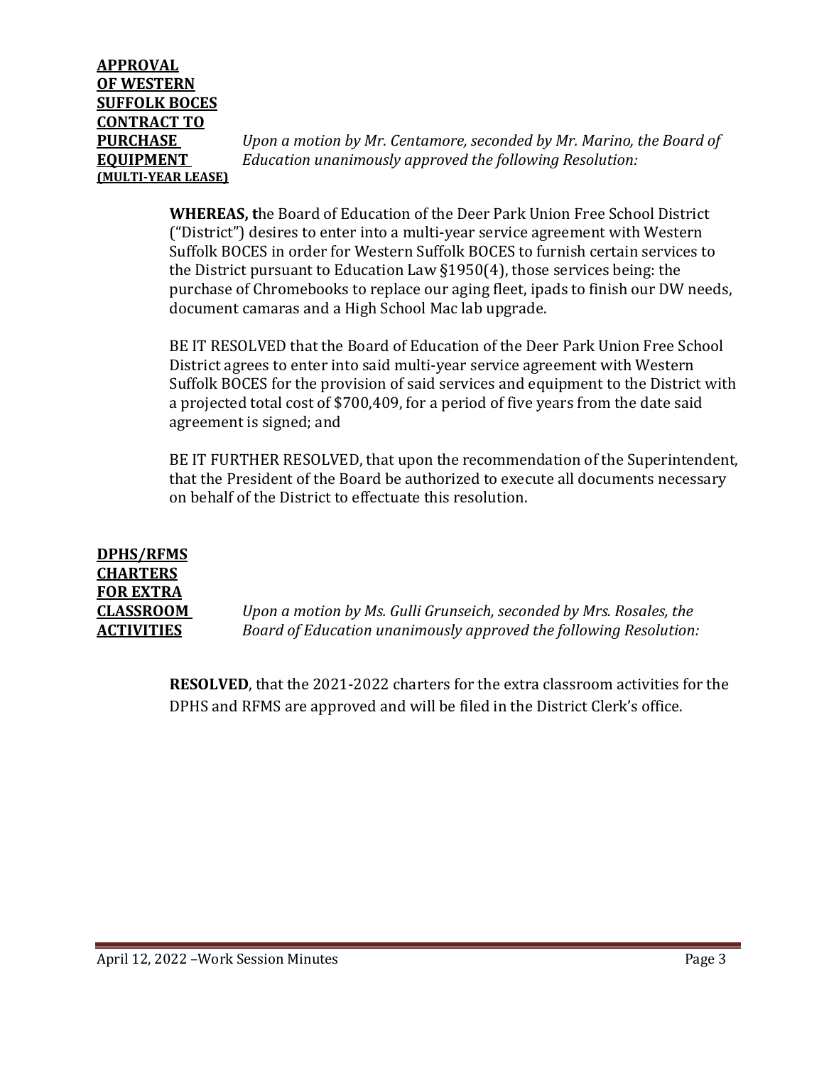**APPROVAL OF WESTERN SUFFOLK BOCES CONTRACT TO PURCHASE EQUIPMENT (MULTI-YEAR LEASE)**

*Upon a motion by Mr. Centamore, seconded by Mr. Marino, the Board of Education unanimously approved the following Resolution:*

**WHEREAS, t**he Board of Education of the Deer Park Union Free School District ("District") desires to enter into a multi-year service agreement with Western Suffolk BOCES in order for Western Suffolk BOCES to furnish certain services to the District pursuant to Education Law §1950(4), those services being: the purchase of Chromebooks to replace our aging fleet, ipads to finish our DW needs, document cameras and a High School Mac lab upgrade.

BE IT RESOLVED that the Board of Education of the Deer Park Union Free School District agrees to enter into said multi-year service agreement with Western Suffolk BOCES for the provision of said services and equipment to the District with a projected total cost of $700,409, for a period of five years from the date said agreement is signed; and

BE IT FURTHER RESOLVED, that upon the recommendation of the Superintendent, that the President of the Board be authorized to execute all documents necessary on behalf of the District to effectuate this resolution.

**DPHS/RFMS CHARTERS FOR EXTRA CLASSROOM ACTIVITIES**

*Upon a motion by Ms. Gulli Grunseich, seconded by Mrs. Rosales, the Board of Education unanimously approved the following Resolution:*

**RESOLVED**, that the 2021-2022 charters for the extra classroom activities for the DPHS and RFMS are approved and will be filed in the District Clerk's office.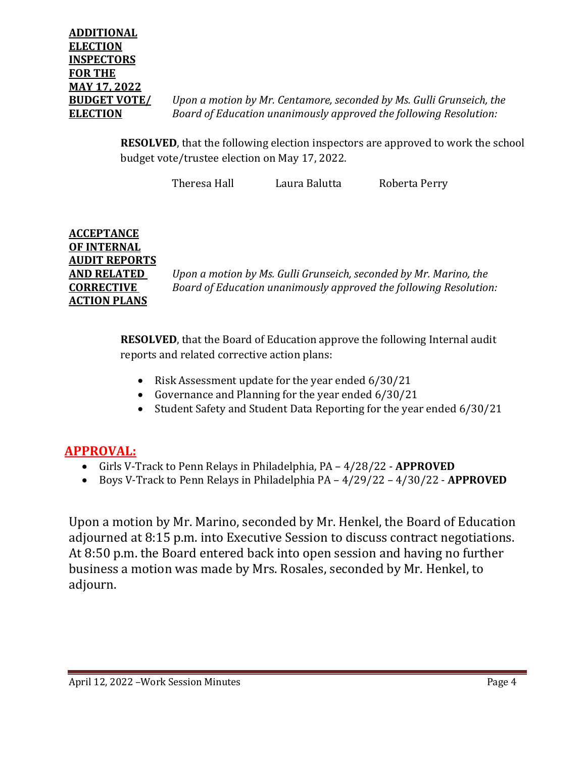**ADDITIONAL ELECTION INSPECTORS FOR THE MAY 17, 2022 BUDGET VOTE/ ELECTION**

*Upon a motion by Mr. Centamore, seconded by Ms. Gulli Grunseich, the Board of Education unanimously approved the following Resolution:*

**RESOLVED**, that the following election inspectors are approved to work the school budget vote/trustee election on May 17, 2022.

Theresa Hall    Laura Balutta    Roberta Perry

**ACCEPTANCE OF INTERNAL AUDIT REPORTS AND RELATED CORRECTIVE ACTION PLANS**

*Upon a motion by Ms. Gulli Grunseich, seconded by Mr. Marino, the Board of Education unanimously approved the following Resolution:*

**RESOLVED**, that the Board of Education approve the following Internal audit reports and related corrective action plans:

- Risk Assessment update for the year ended 6/30/21
- Governance and Planning for the year ended 6/30/21
- Student Safety and Student Data Reporting for the year ended 6/30/21

## APPROVAL:

- Girls V-Track to Penn Relays in Philadelphia, PA – 4/28/22 - **APPROVED**
- Boys V-Track to Penn Relays in Philadelphia PA – 4/29/22 – 4/30/22 - **APPROVED**

Upon a motion by Mr. Marino, seconded by Mr. Henkel, the Board of Education adjourned at 8:15 p.m. into Executive Session to discuss contract negotiations. At 8:50 p.m. the Board entered back into open session and having no further business a motion was made by Mrs. Rosales, seconded by Mr. Henkel, to adjourn.